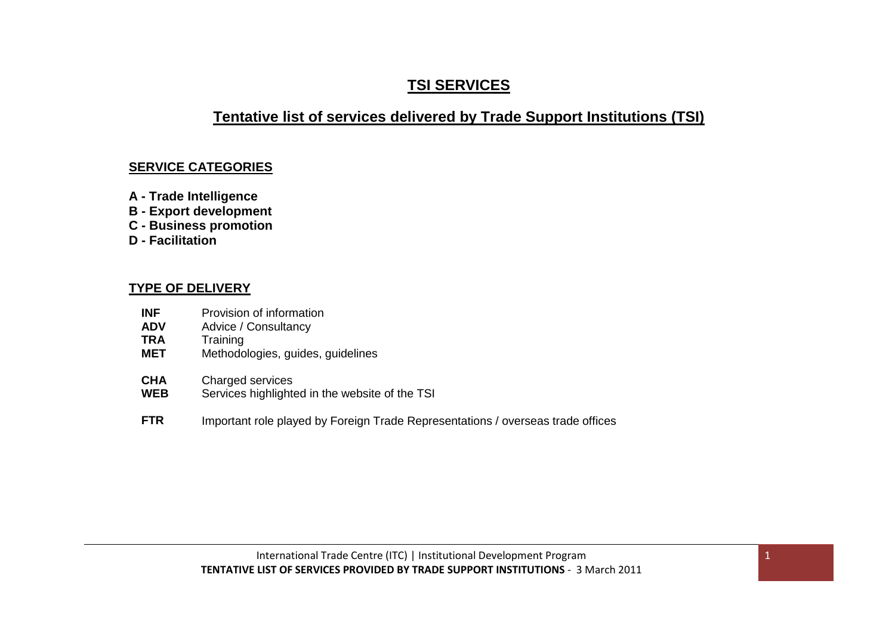# TSI SERVICES

## Tentative list of services delivered by Trade Support Institutions (TSI)

### SERVICE CATEGORIES

**A - Trade Intelligence**
**B - Export development**
**C - Business promotion**
**D - Facilitation**

### TYPE OF DELIVERY

| | |
|---|---|
| **INF** | Provision of information |
| **ADV** | Advice / Consultancy |
| **TRA** | Training |
| **MET** | Methodologies, guides, guidelines |
| **CHA** | Charged services |
| **WEB** | Services highlighted in the website of the TSI |
| **FTR** | Important role played by Foreign Trade Representations / overseas trade offices |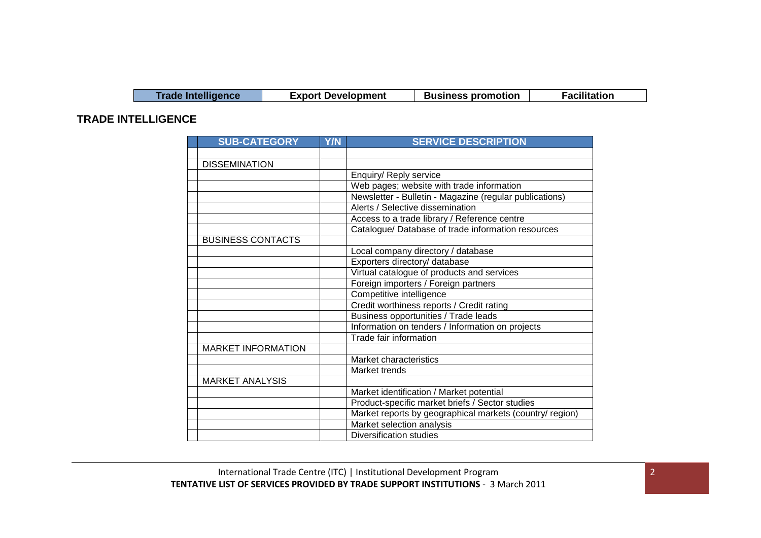| Trade Intelligence | Export Development | Business promotion | Facilitation |
|---|---|---|---|

## TRADE INTELLIGENCE

| | SUB-CATEGORY | Y/N | SERVICE DESCRIPTION |
|---|---|---|---|
| | | | |
| | DISSEMINATION | | |
| | | | Enquiry/ Reply service |
| | | | Web pages; website with trade information |
| | | | Newsletter - Bulletin - Magazine (regular publications) |
| | | | Alerts / Selective dissemination |
| | | | Access to a trade library / Reference centre |
| | | | Catalogue/ Database of trade information resources |
| | BUSINESS CONTACTS | | |
| | | | Local company directory / database |
| | | | Exporters directory/ database |
| | | | Virtual catalogue of products and services |
| | | | Foreign importers / Foreign partners |
| | | | Competitive intelligence |
| | | | Credit worthiness reports / Credit rating |
| | | | Business opportunities / Trade leads |
| | | | Information on tenders / Information on projects |
| | | | Trade fair information |
| | MARKET INFORMATION | | |
| | | | Market characteristics |
| | | | Market trends |
| | MARKET ANALYSIS | | |
| | | | Market identification / Market potential |
| | | | Product-specific market briefs / Sector studies |
| | | | Market reports by geographical markets (country/ region) |
| | | | Market selection analysis |
| | | | Diversification studies |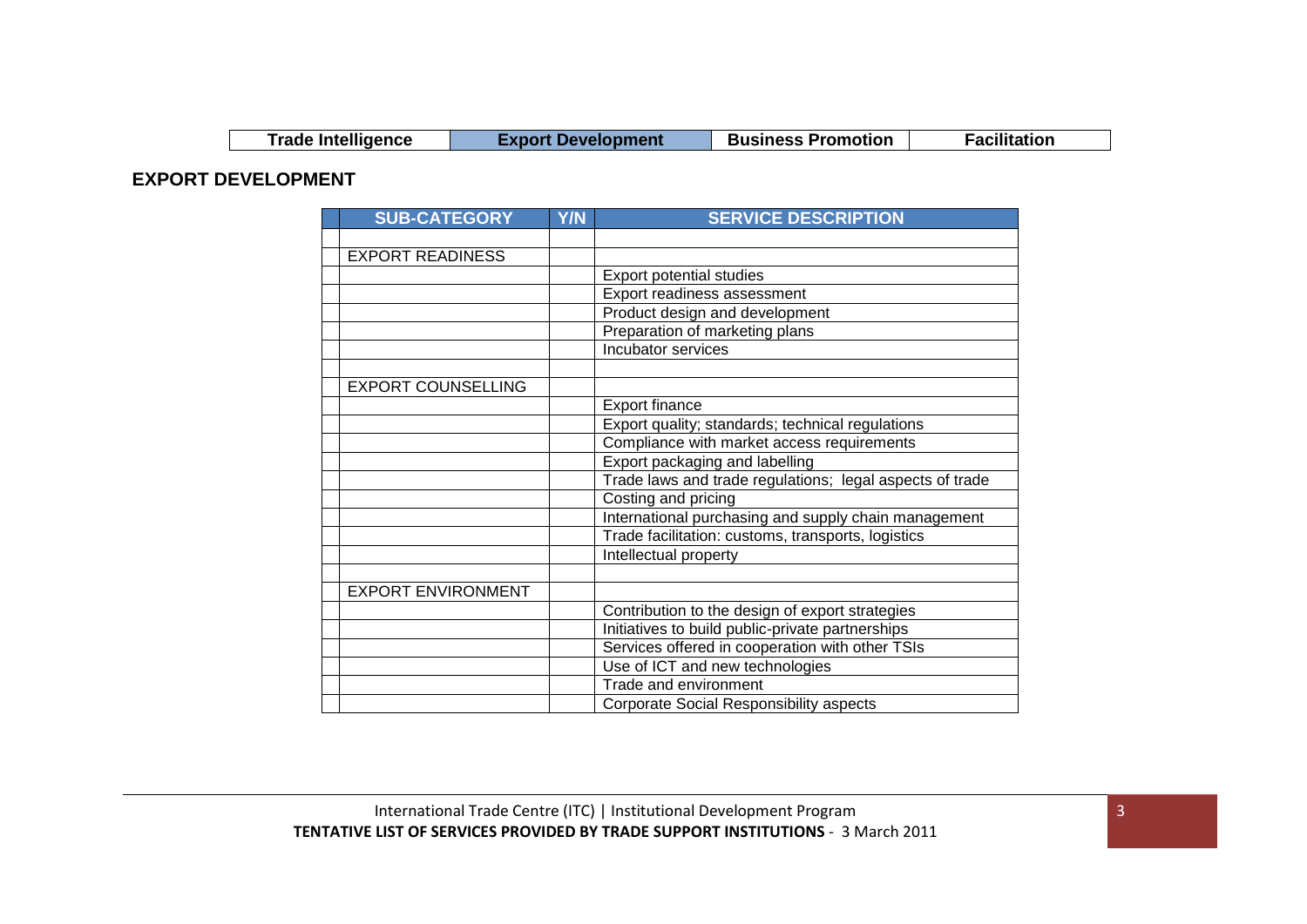| Trade Intelligence | Export Development | Business Promotion | Facilitation |
|---|---|---|---|

## EXPORT DEVELOPMENT

| | SUB-CATEGORY | Y/N | SERVICE DESCRIPTION |
|---|---|---|---|
| | | | |
| | EXPORT READINESS | | |
| | | | Export potential studies |
| | | | Export readiness assessment |
| | | | Product design and development |
| | | | Preparation of marketing plans |
| | | | Incubator services |
| | | | |
| | EXPORT COUNSELLING | | |
| | | | Export finance |
| | | | Export quality; standards; technical regulations |
| | | | Compliance with market access requirements |
| | | | Export packaging and labelling |
| | | | Trade laws and trade regulations; legal aspects of trade |
| | | | Costing and pricing |
| | | | International purchasing and supply chain management |
| | | | Trade facilitation: customs, transports, logistics |
| | | | Intellectual property |
| | | | |
| | EXPORT ENVIRONMENT | | |
| | | | Contribution to the design of export strategies |
| | | | Initiatives to build public-private partnerships |
| | | | Services offered in cooperation with other TSIs |
| | | | Use of ICT and new technologies |
| | | | Trade and environment |
| | | | Corporate Social Responsibility aspects |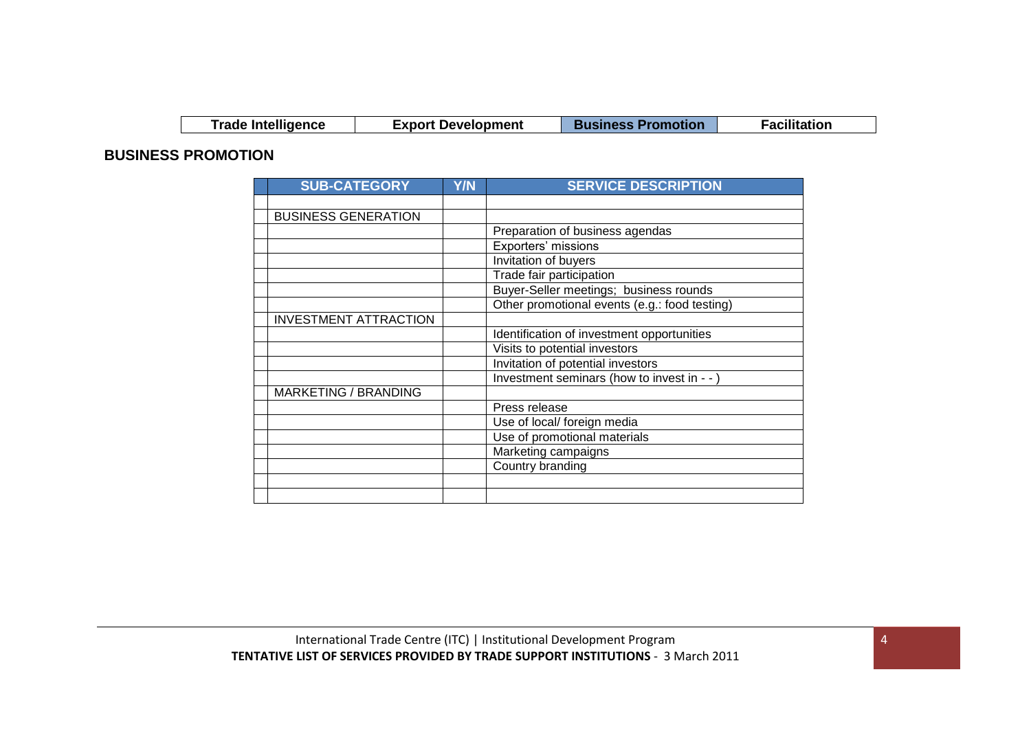| Trade Intelligence | Export Development | Business Promotion | Facilitation |
|---|---|---|---|

## BUSINESS PROMOTION

| | SUB-CATEGORY | Y/N | SERVICE DESCRIPTION |
|---|---|---|---|
| | | | |
| | BUSINESS GENERATION | | |
| | | | Preparation of business agendas |
| | | | Exporters' missions |
| | | | Invitation of buyers |
| | | | Trade fair participation |
| | | | Buyer-Seller meetings; business rounds |
| | | | Other promotional events (e.g.: food testing) |
| | INVESTMENT ATTRACTION | | |
| | | | Identification of investment opportunities |
| | | | Visits to potential investors |
| | | | Invitation of potential investors |
| | | | Investment seminars (how to invest in - - ) |
| | MARKETING / BRANDING | | |
| | | | Press release |
| | | | Use of local/ foreign media |
| | | | Use of promotional materials |
| | | | Marketing campaigns |
| | | | Country branding |
| | | | |
| | | | |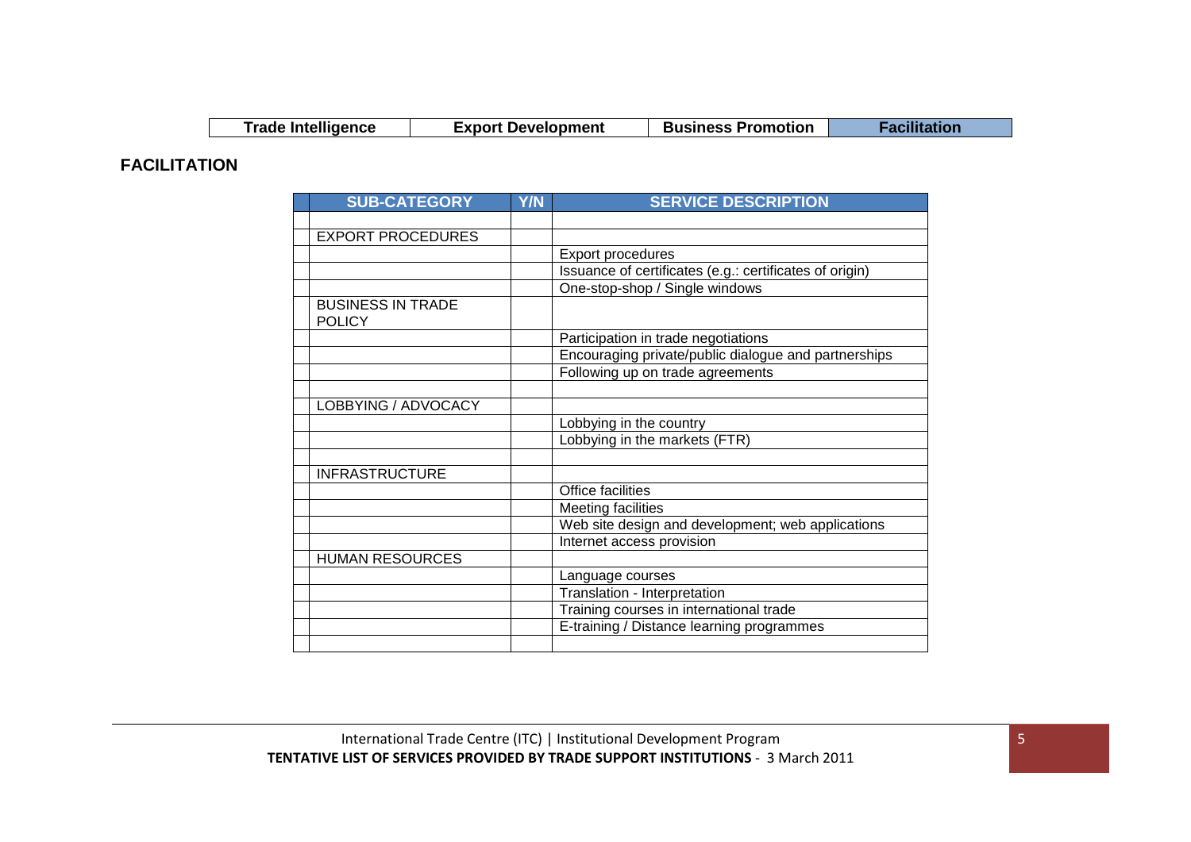| Trade Intelligence | Export Development | Business Promotion | Facilitation |
|---|---|---|---|

## FACILITATION

| | SUB-CATEGORY | Y/N | SERVICE DESCRIPTION |
|---|---|---|---|
| | | | |
| | EXPORT PROCEDURES | | |
| | | | Export procedures |
| | | | Issuance of certificates (e.g.: certificates of origin) |
| | | | One-stop-shop / Single windows |
| | BUSINESS IN TRADE POLICY | | |
| | | | Participation in trade negotiations |
| | | | Encouraging private/public dialogue and partnerships |
| | | | Following up on trade agreements |
| | | | |
| | LOBBYING / ADVOCACY | | |
| | | | Lobbying in the country |
| | | | Lobbying in the markets (FTR) |
| | | | |
| | INFRASTRUCTURE | | |
| | | | Office facilities |
| | | | Meeting facilities |
| | | | Web site design and development; web applications |
| | | | Internet access provision |
| | HUMAN RESOURCES | | |
| | | | Language courses |
| | | | Translation - Interpretation |
| | | | Training courses in international trade |
| | | | E-training / Distance learning programmes |
| | | | |